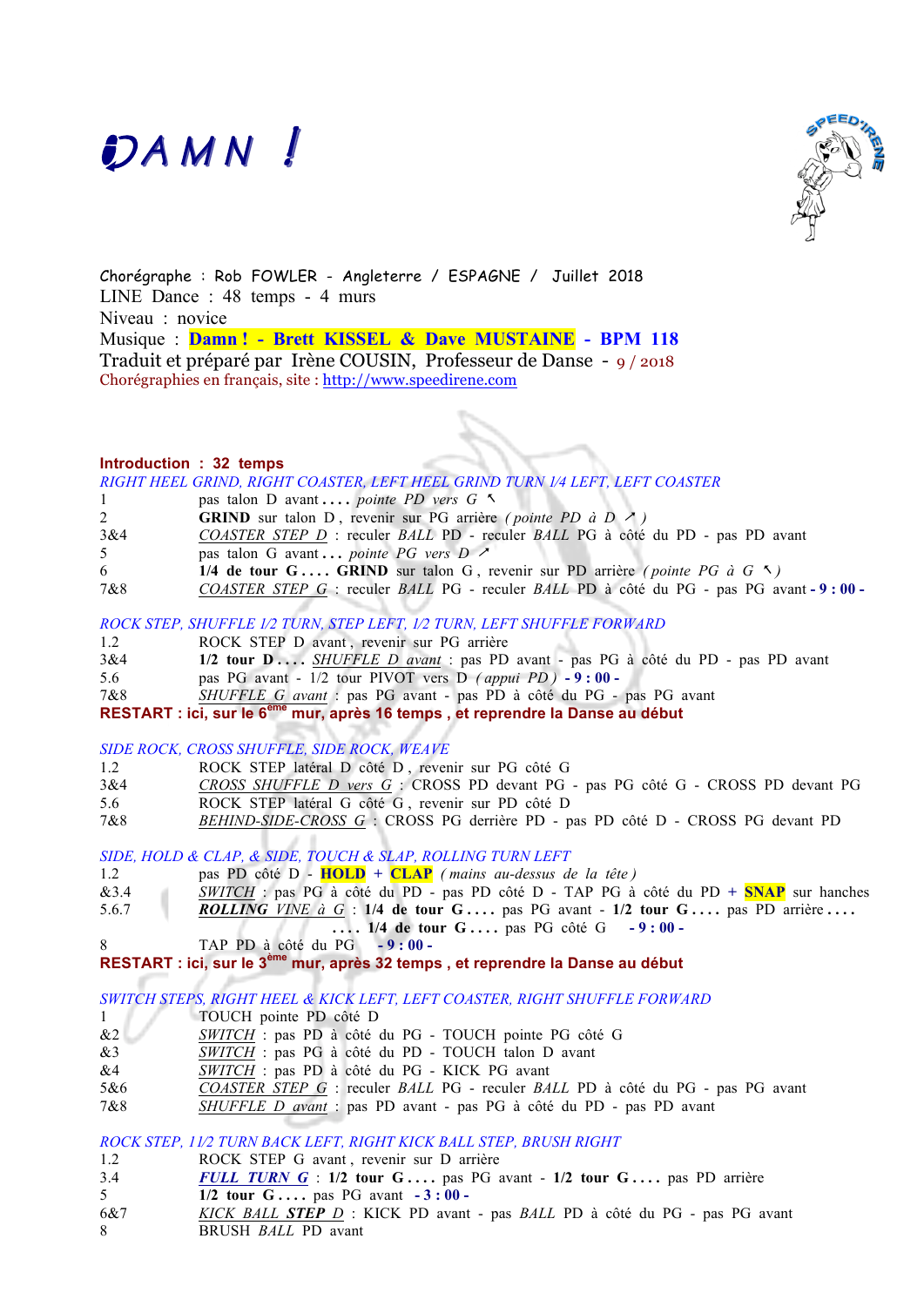# DAMN !

Chorégraphe : Rob FOWLER - Angleterre / ESPAGNE / Juillet 2018
LINE Dance : 48 temps - 4 murs
Niveau : novice
Musique : **Damn ! - Brett KISSEL & Dave MUSTAINE - BPM 118**
Traduit et préparé par Irène COUSIN, Professeur de Danse - 9 / 2018
Chorégraphies en français, site : http://www.speedirene.com

**Introduction : 32 temps**

*RIGHT HEEL GRIND, RIGHT COASTER, LEFT HEEL GRIND TURN 1/4 LEFT, LEFT COASTER*

| | |
|---|---|
| 1 | pas talon D avant .... *pointe PD vers G* ↖ |
| 2 | **GRIND** sur talon D , revenir sur PG arrière *( pointe PD à D* ↗ *)* |
| 3&4 | *COASTER STEP D* : reculer *BALL* PD - reculer *BALL* PG à côté du PD - pas PD avant |
| 5 | pas talon G avant ... *pointe PG vers D* ↗ |
| 6 | **1/4 de tour G .... GRIND** sur talon G , revenir sur PD arrière *( pointe PG à G* ↖ *)* |
| 7&8 | *COASTER STEP G* : reculer *BALL* PG - reculer *BALL* PD à côté du PG - pas PG avant **- 9 : 00 -** |

*ROCK STEP, SHUFFLE 1/2 TURN, STEP LEFT, 1/2 TURN, LEFT SHUFFLE FORWARD*

| | |
|---|---|
| 1.2 | ROCK STEP D avant , revenir sur PG arrière |
| 3&4 | **1/2 tour D ....** *SHUFFLE D avant* : pas PD avant - pas PG à côté du PD - pas PD avant |
| 5.6 | pas PG avant - 1/2 tour PIVOT vers D *( appui PD )* **- 9 : 00 -** |
| 7&8 | *SHUFFLE G avant* : pas PG avant - pas PD à côté du PG - pas PG avant |

**RESTART : ici, sur le 6ème mur, après 16 temps , et reprendre la Danse au début**

*SIDE ROCK, CROSS SHUFFLE, SIDE ROCK, WEAVE*

| | |
|---|---|
| 1.2 | ROCK STEP latéral D côté D , revenir sur PG côté G |
| 3&4 | *CROSS SHUFFLE D vers G* : CROSS PD devant PG - pas PG côté G - CROSS PD devant PG |
| 5.6 | ROCK STEP latéral G côté G , revenir sur PD côté D |
| 7&8 | *BEHIND-SIDE-CROSS G* : CROSS PG derrière PD - pas PD côté D - CROSS PG devant PD |

*SIDE, HOLD & CLAP, & SIDE, TOUCH & SLAP, ROLLING TURN LEFT*

| | |
|---|---|
| 1.2 | pas PD côté D - **HOLD** + **CLAP** *( mains au-dessus de la tête )* |
| &3.4 | *SWITCH* : pas PG à côté du PD - pas PD côté D - TAP PG à côté du PD + **SNAP** sur hanches |
| 5.6.7 | ***ROLLING VINE à G*** : **1/4 de tour G ....** pas PG avant - **1/2 tour G ....** pas PD arrière .... **.... 1/4 de tour G ....** pas PG côté G **- 9 : 00 -** |
| 8 | TAP PD à côté du PG **- 9 : 00 -** |

**RESTART : ici, sur le 3ème mur, après 32 temps , et reprendre la Danse au début**

*SWITCH STEPS, RIGHT HEEL & KICK LEFT, LEFT COASTER, RIGHT SHUFFLE FORWARD*

| | |
|---|---|
| 1 | TOUCH pointe PD côté D |
| &2 | *SWITCH* : pas PD à côté du PG - TOUCH pointe PG côté G |
| &3 | *SWITCH* : pas PG à côté du PD - TOUCH talon D avant |
| &4 | *SWITCH* : pas PD à côté du PG - KICK PG avant |
| 5&6 | *COASTER STEP G* : reculer *BALL* PG - reculer *BALL* PD à côté du PG - pas PG avant |
| 7&8 | *SHUFFLE D avant* : pas PD avant - pas PG à côté du PD - pas PD avant |

*ROCK STEP, 1 1/2 TURN BACK LEFT, RIGHT KICK BALL STEP, BRUSH RIGHT*

| | |
|---|---|
| 1.2 | ROCK STEP G avant , revenir sur D arrière |
| 3.4 | ***FULL TURN G*** : **1/2 tour G ....** pas PG avant - **1/2 tour G ....** pas PD arrière |
| 5 | **1/2 tour G ....** pas PG avant **- 3 : 00 -** |
| 6&7 | *KICK BALL STEP D* : KICK PD avant - pas *BALL* PD à côté du PG - pas PG avant |
| 8 | BRUSH *BALL* PD avant |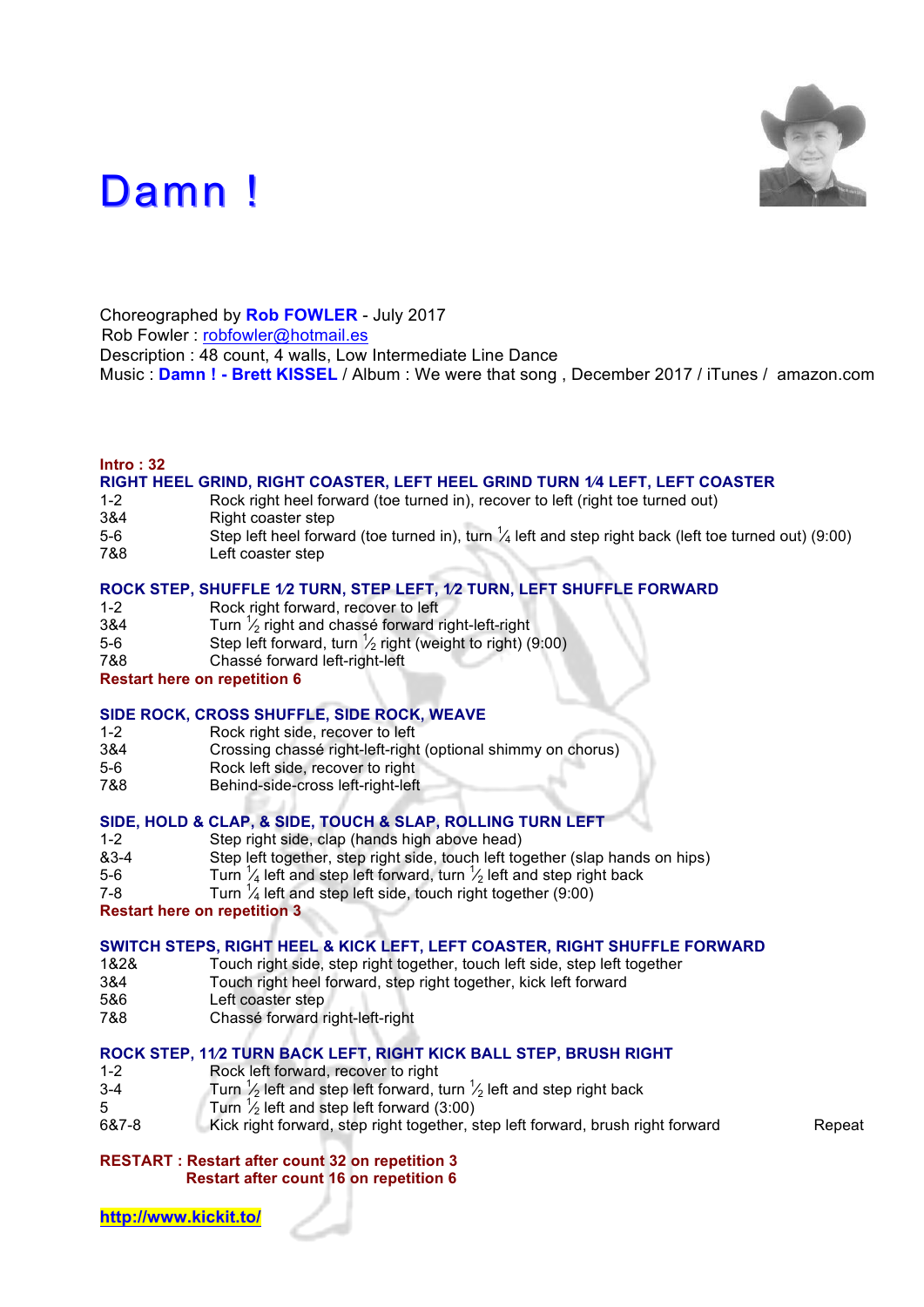# Damn !

Choreographed by **Rob FOWLER** - July 2017
Rob Fowler : robfowler@hotmail.es
Description : 48 count, 4 walls, Low Intermediate Line Dance
Music : **Damn ! - Brett KISSEL** / Album : We were that song , December 2017 / iTunes / amazon.com

**Intro : 32**

**RIGHT HEEL GRIND, RIGHT COASTER, LEFT HEEL GRIND TURN 1⁄4 LEFT, LEFT COASTER**

| | |
|---|---|
| 1-2 | Rock right heel forward (toe turned in), recover to left (right toe turned out) |
| 3&4 | Right coaster step |
| 5-6 | Step left heel forward (toe turned in), turn ¼ left and step right back (left toe turned out) (9:00) |
| 7&8 | Left coaster step |

**ROCK STEP, SHUFFLE 1⁄2 TURN, STEP LEFT, 1⁄2 TURN, LEFT SHUFFLE FORWARD**

| | |
|---|---|
| 1-2 | Rock right forward, recover to left |
| 3&4 | Turn ½ right and chassé forward right-left-right |
| 5-6 | Step left forward, turn ½ right (weight to right) (9:00) |
| 7&8 | Chassé forward left-right-left |

**Restart here on repetition 6**

**SIDE ROCK, CROSS SHUFFLE, SIDE ROCK, WEAVE**

| | |
|---|---|
| 1-2 | Rock right side, recover to left |
| 3&4 | Crossing chassé right-left-right (optional shimmy on chorus) |
| 5-6 | Rock left side, recover to right |
| 7&8 | Behind-side-cross left-right-left |

**SIDE, HOLD & CLAP, & SIDE, TOUCH & SLAP, ROLLING TURN LEFT**

| | |
|---|---|
| 1-2 | Step right side, clap (hands high above head) |
| &3-4 | Step left together, step right side, touch left together (slap hands on hips) |
| 5-6 | Turn ¼ left and step left forward, turn ½ left and step right back |
| 7-8 | Turn ¼ left and step left side, touch right together (9:00) |

**Restart here on repetition 3**

**SWITCH STEPS, RIGHT HEEL & KICK LEFT, LEFT COASTER, RIGHT SHUFFLE FORWARD**

| | |
|---|---|
| 1&2& | Touch right side, step right together, touch left side, step left together |
| 3&4 | Touch right heel forward, step right together, kick left forward |
| 5&6 | Left coaster step |
| 7&8 | Chassé forward right-left-right |

**ROCK STEP, 11⁄2 TURN BACK LEFT, RIGHT KICK BALL STEP, BRUSH RIGHT**

| | |
|---|---|
| 1-2 | Rock left forward, recover to right |
| 3-4 | Turn ½ left and step left forward, turn ½ left and step right back |
| 5 | Turn ½ left and step left forward (3:00) |
| 6&7-8 | Kick right forward, step right together, step left forward, brush right forward |

Repeat

**RESTART : Restart after count 32 on repetition 3**
**Restart after count 16 on repetition 6**

**http://www.kickit.to/**